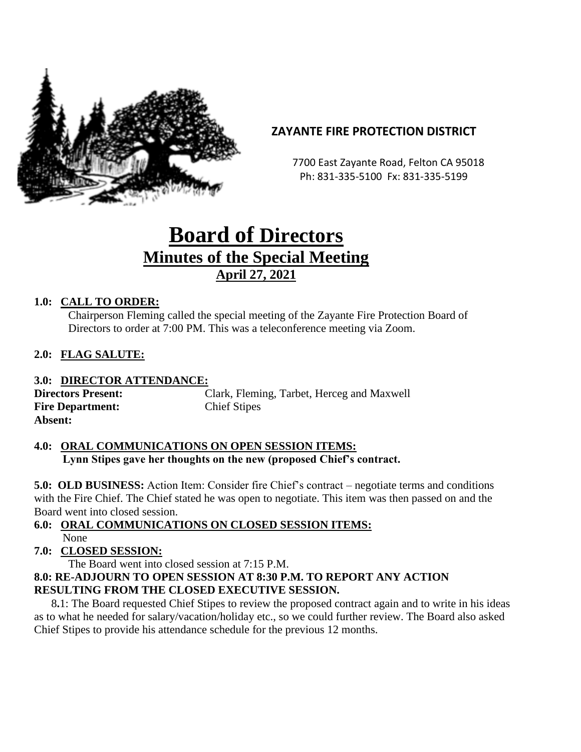**ZAYANTE FIRE PROTECTION DISTRICT**

7700 East Zayante Road, Felton CA 95018
Ph: 831-335-5100 Fx: 831-335-5199

# Board of Directors
## Minutes of the Special Meeting
### April 27, 2021

**1.0: CALL TO ORDER:**

Chairperson Fleming called the special meeting of the Zayante Fire Protection Board of Directors to order at 7:00 PM. This was a teleconference meeting via Zoom.

**2.0: FLAG SALUTE:**

**3.0: DIRECTOR ATTENDANCE:**

**Directors Present:** Clark, Fleming, Tarbet, Herceg and Maxwell
**Fire Department:** Chief Stipes
**Absent:**

**4.0: ORAL COMMUNICATIONS ON OPEN SESSION ITEMS:**

**Lynn Stipes gave her thoughts on the new (proposed Chief's contract.**

**5.0: OLD BUSINESS:** Action Item: Consider fire Chief's contract – negotiate terms and conditions with the Fire Chief. The Chief stated he was open to negotiate. This item was then passed on and the Board went into closed session.

**6.0: ORAL COMMUNICATIONS ON CLOSED SESSION ITEMS:**

None

**7.0: CLOSED SESSION:**

The Board went into closed session at 7:15 P.M.

**8.0: RE-ADJOURN TO OPEN SESSION AT 8:30 P.M. TO REPORT ANY ACTION RESULTING FROM THE CLOSED EXECUTIVE SESSION.**

8.1: The Board requested Chief Stipes to review the proposed contract again and to write in his ideas as to what he needed for salary/vacation/holiday etc., so we could further review. The Board also asked Chief Stipes to provide his attendance schedule for the previous 12 months.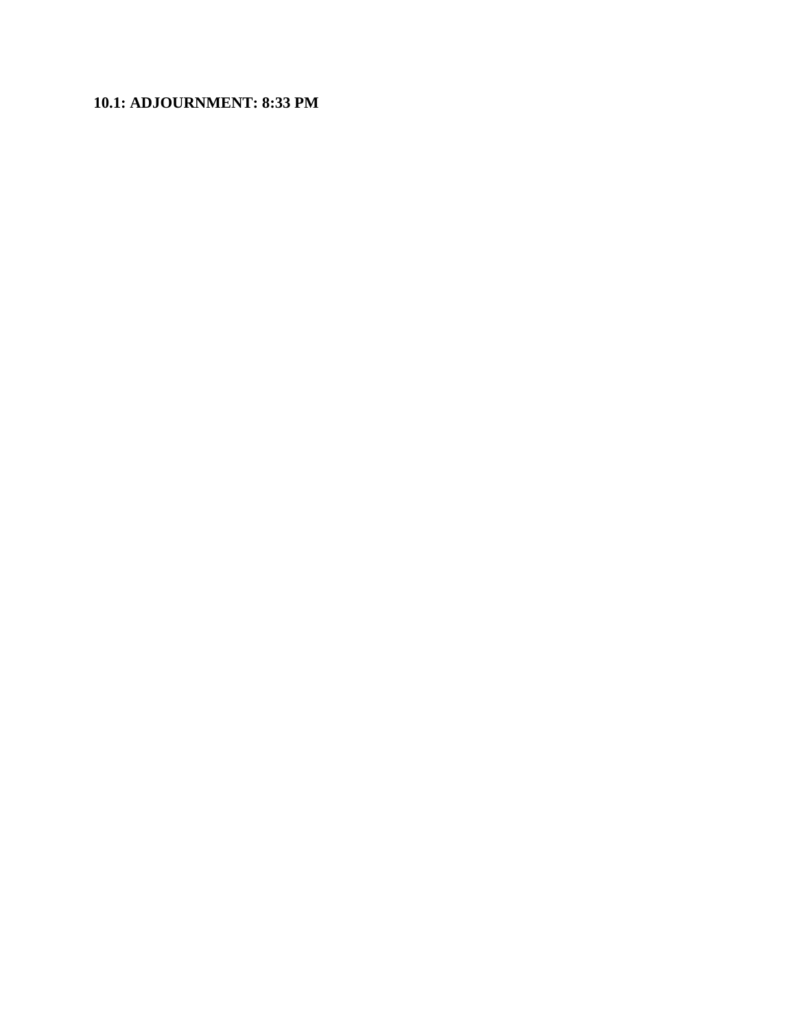**10.1: ADJOURNMENT: 8:33 PM**